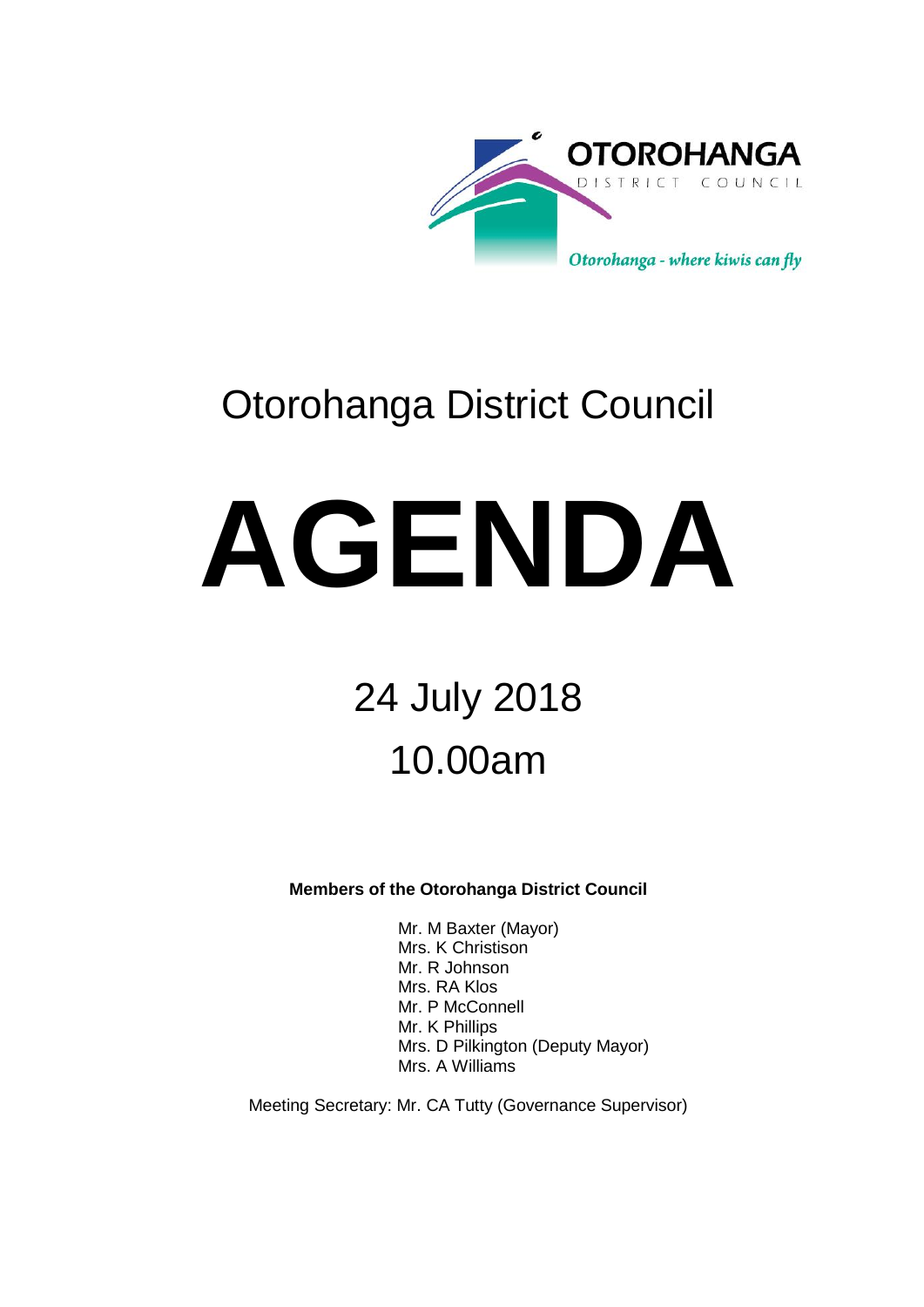OTOROHANGA
DISTRICT COUNCIL

*Otorohanga - where kiwis can fly*

# Otorohanga District Council

# AGENDA

## 24 July 2018

## 10.00am

**Members of the Otorohanga District Council**

Mr. M Baxter (Mayor)
Mrs. K Christison
Mr. R Johnson
Mrs. RA Klos
Mr. P McConnell
Mr. K Phillips
Mrs. D Pilkington (Deputy Mayor)
Mrs. A Williams

Meeting Secretary: Mr. CA Tutty (Governance Supervisor)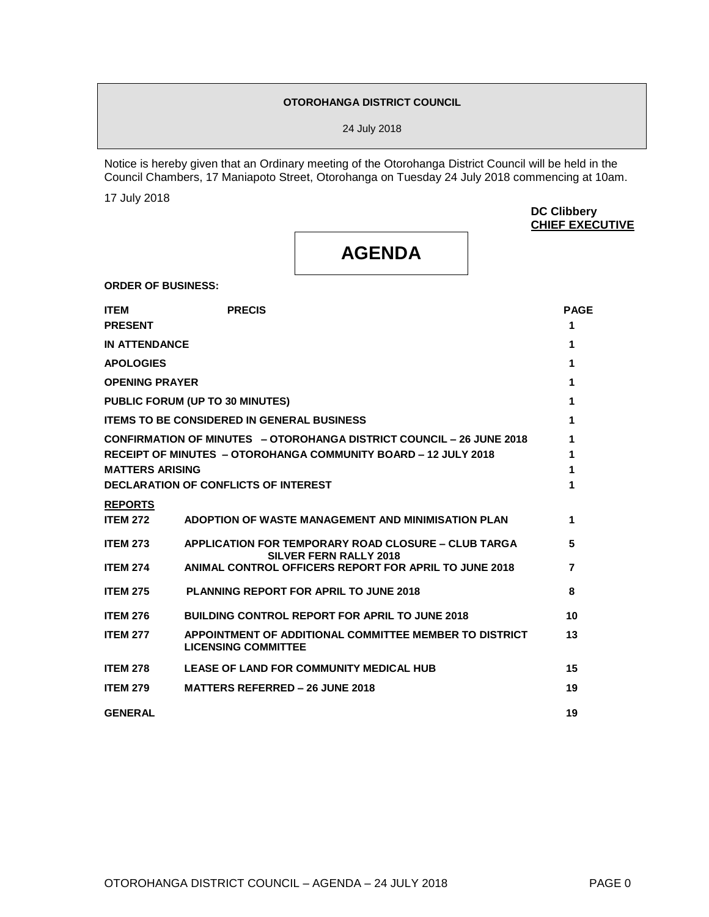**OTOROHANGA DISTRICT COUNCIL**

24 July 2018

Notice is hereby given that an Ordinary meeting of the Otorohanga District Council will be held in the Council Chambers, 17 Maniapoto Street, Otorohanga on Tuesday 24 July 2018 commencing at 10am.

17 July 2018

**DC Clibbery**
**CHIEF EXECUTIVE**

# AGENDA

**ORDER OF BUSINESS:**

| ITEM | PRECIS | PAGE |
|---|---|---|
| **PRESENT** | | **1** |
| **IN ATTENDANCE** | | **1** |
| **APOLOGIES** | | **1** |
| **OPENING PRAYER** | | **1** |
| **PUBLIC FORUM (UP TO 30 MINUTES)** | | **1** |
| **ITEMS TO BE CONSIDERED IN GENERAL BUSINESS** | | **1** |
| **CONFIRMATION OF MINUTES – OTOROHANGA DISTRICT COUNCIL – 26 JUNE 2018** | | **1** |
| **RECEIPT OF MINUTES – OTOROHANGA COMMUNITY BOARD – 12 JULY 2018** | | **1** |
| **MATTERS ARISING** | | **1** |
| **DECLARATION OF CONFLICTS OF INTEREST** | | **1** |
| **REPORTS** | | |
| **ITEM 272** | **ADOPTION OF WASTE MANAGEMENT AND MINIMISATION PLAN** | **1** |
| **ITEM 273** | **APPLICATION FOR TEMPORARY ROAD CLOSURE – CLUB TARGA SILVER FERN RALLY 2018** | **5** |
| **ITEM 274** | **ANIMAL CONTROL OFFICERS REPORT FOR APRIL TO JUNE 2018** | **7** |
| **ITEM 275** | **PLANNING REPORT FOR APRIL TO JUNE 2018** | **8** |
| **ITEM 276** | **BUILDING CONTROL REPORT FOR APRIL TO JUNE 2018** | **10** |
| **ITEM 277** | **APPOINTMENT OF ADDITIONAL COMMITTEE MEMBER TO DISTRICT LICENSING COMMITTEE** | **13** |
| **ITEM 278** | **LEASE OF LAND FOR COMMUNITY MEDICAL HUB** | **15** |
| **ITEM 279** | **MATTERS REFERRED – 26 JUNE 2018** | **19** |
| **GENERAL** | | **19** |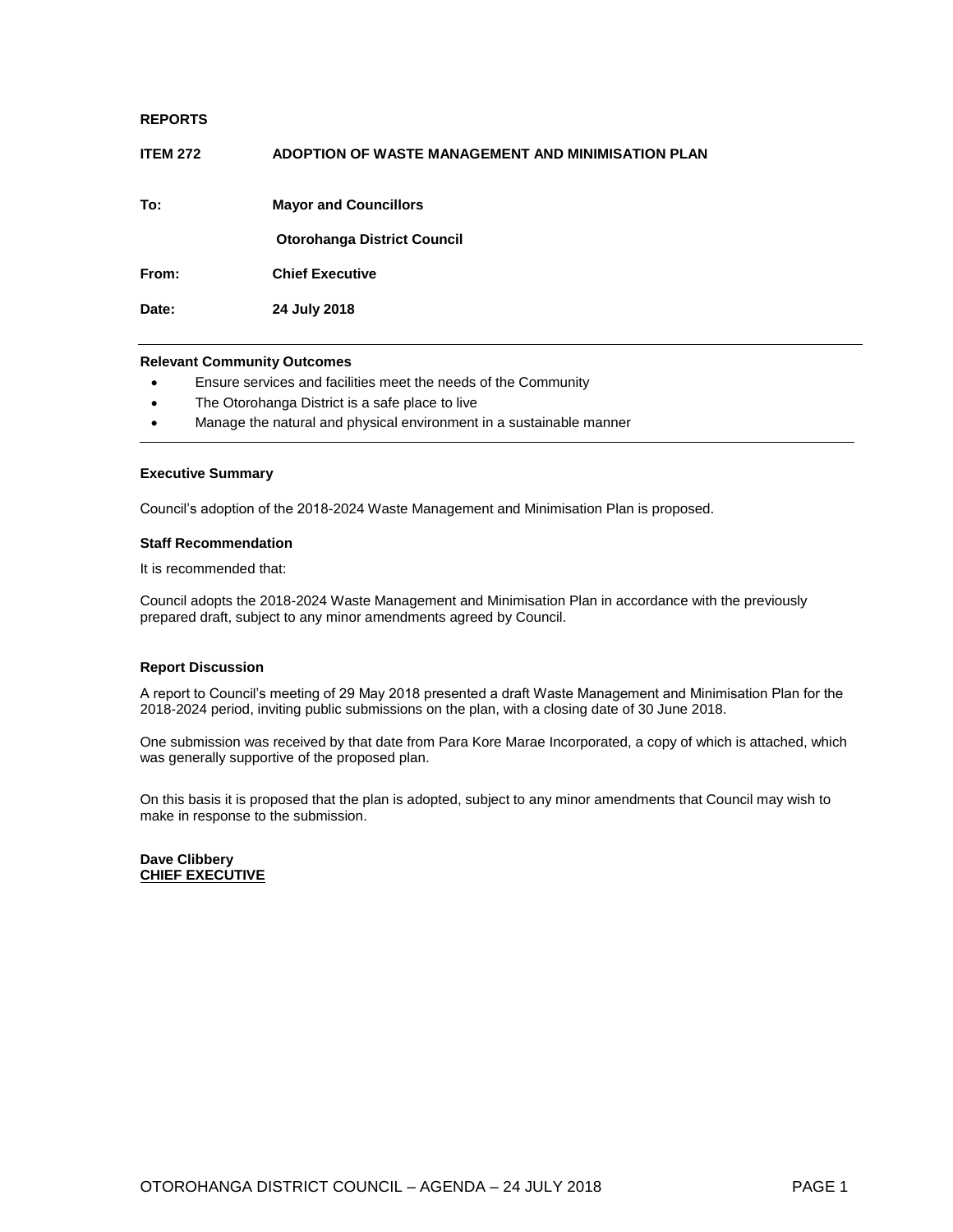**REPORTS**

**ITEM 272 ADOPTION OF WASTE MANAGEMENT AND MINIMISATION PLAN**

| | |
|---|---|
| **To:** | **Mayor and Councillors** |
| | **Otorohanga District Council** |
| **From:** | **Chief Executive** |
| **Date:** | **24 July 2018** |

---

**Relevant Community Outcomes**

- Ensure services and facilities meet the needs of the Community
- The Otorohanga District is a safe place to live
- Manage the natural and physical environment in a sustainable manner

---

**Executive Summary**

Council's adoption of the 2018-2024 Waste Management and Minimisation Plan is proposed.

**Staff Recommendation**

It is recommended that:

Council adopts the 2018-2024 Waste Management and Minimisation Plan in accordance with the previously prepared draft, subject to any minor amendments agreed by Council.

**Report Discussion**

A report to Council's meeting of 29 May 2018 presented a draft Waste Management and Minimisation Plan for the 2018-2024 period, inviting public submissions on the plan, with a closing date of 30 June 2018.

One submission was received by that date from Para Kore Marae Incorporated, a copy of which is attached, which was generally supportive of the proposed plan.

On this basis it is proposed that the plan is adopted, subject to any minor amendments that Council may wish to make in response to the submission.

**Dave Clibbery**
**CHIEF EXECUTIVE**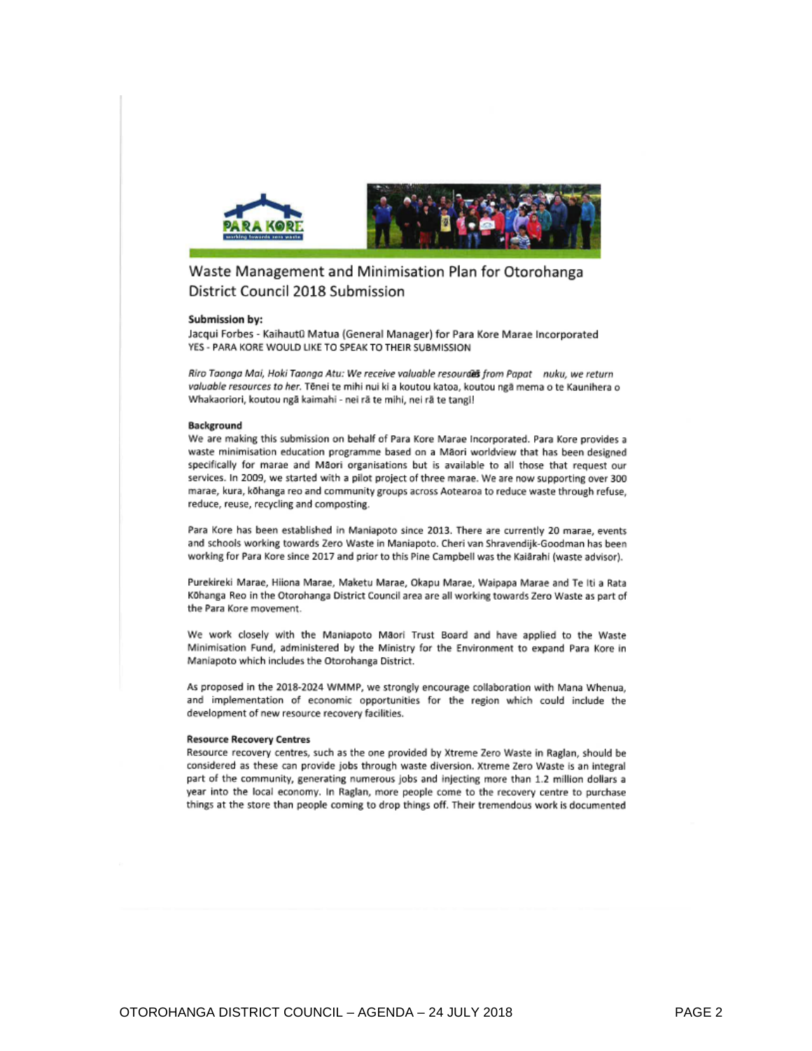# Waste Management and Minimisation Plan for Otorohanga District Council 2018 Submission

**Submission by:**

Jacqui Forbes - Kaihautū Matua (General Manager) for Para Kore Marae Incorporated
YES - PARA KORE WOULD LIKE TO SPEAK TO THEIR SUBMISSION

*Riro Taonga Mai, Hoki Taonga Atu: We receive valuable resources from Papatūānuku, we return valuable resources to her.* Tēnei te mihi nui ki a koutou katoa, koutou ngā mema o te Kaunihera o Whakaoriori, koutou ngā kaimahi - nei rā te mihi, nei rā te tangi!

**Background**

We are making this submission on behalf of Para Kore Marae Incorporated. Para Kore provides a waste minimisation education programme based on a Māori worldview that has been designed specifically for marae and Māori organisations but is available to all those that request our services. In 2009, we started with a pilot project of three marae. We are now supporting over 300 marae, kura, kōhanga reo and community groups across Aotearoa to reduce waste through refuse, reduce, reuse, recycling and composting.

Para Kore has been established in Maniapoto since 2013. There are currently 20 marae, events and schools working towards Zero Waste in Maniapoto. Cheri van Shravendijk-Goodman has been working for Para Kore since 2017 and prior to this Pine Campbell was the Kaiārahi (waste advisor).

Purekireki Marae, Hiiona Marae, Maketu Marae, Okapu Marae, Waipapa Marae and Te Iti a Rata Kōhanga Reo in the Otorohanga District Council area are all working towards Zero Waste as part of the Para Kore movement.

We work closely with the Maniapoto Māori Trust Board and have applied to the Waste Minimisation Fund, administered by the Ministry for the Environment to expand Para Kore in Maniapoto which includes the Otorohanga District.

As proposed in the 2018-2024 WMMP, we strongly encourage collaboration with Mana Whenua, and implementation of economic opportunities for the region which could include the development of new resource recovery facilities.

**Resource Recovery Centres**

Resource recovery centres, such as the one provided by Xtreme Zero Waste in Raglan, should be considered as these can provide jobs through waste diversion. Xtreme Zero Waste is an integral part of the community, generating numerous jobs and injecting more than 1.2 million dollars a year into the local economy. In Raglan, more people come to the recovery centre to purchase things at the store than people coming to drop things off. Their tremendous work is documented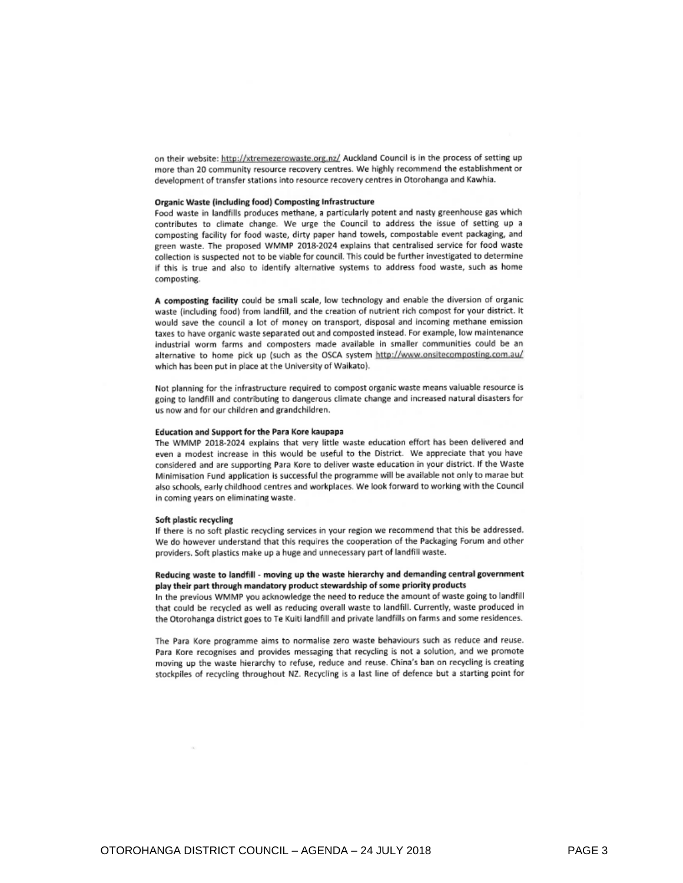on their website: http://xtremezerowaste.org.nz/ Auckland Council is in the process of setting up more than 20 community resource recovery centres. We highly recommend the establishment or development of transfer stations into resource recovery centres in Otorohanga and Kawhia.

**Organic Waste (including food) Composting Infrastructure**

Food waste in landfills produces methane, a particularly potent and nasty greenhouse gas which contributes to climate change. We urge the Council to address the issue of setting up a composting facility for food waste, dirty paper hand towels, compostable event packaging, and green waste. The proposed WMMP 2018-2024 explains that centralised service for food waste collection is suspected not to be viable for council. This could be further investigated to determine if this is true and also to identify alternative systems to address food waste, such as home composting.

**A composting facility** could be small scale, low technology and enable the diversion of organic waste (including food) from landfill, and the creation of nutrient rich compost for your district. It would save the council a lot of money on transport, disposal and incoming methane emission taxes to have organic waste separated out and composted instead. For example, low maintenance industrial worm farms and composters made available in smaller communities could be an alternative to home pick up (such as the OSCA system http://www.onsitecomposting.com.au/ which has been put in place at the University of Waikato).

Not planning for the infrastructure required to compost organic waste means valuable resource is going to landfill and contributing to dangerous climate change and increased natural disasters for us now and for our children and grandchildren.

**Education and Support for the Para Kore kaupapa**

The WMMP 2018-2024 explains that very little waste education effort has been delivered and even a modest increase in this would be useful to the District. We appreciate that you have considered and are supporting Para Kore to deliver waste education in your district. If the Waste Minimisation Fund application is successful the programme will be available not only to marae but also schools, early childhood centres and workplaces. We look forward to working with the Council in coming years on eliminating waste.

**Soft plastic recycling**

If there is no soft plastic recycling services in your region we recommend that this be addressed. We do however understand that this requires the cooperation of the Packaging Forum and other providers. Soft plastics make up a huge and unnecessary part of landfill waste.

**Reducing waste to landfill - moving up the waste hierarchy and demanding central government play their part through mandatory product stewardship of some priority products**

In the previous WMMP you acknowledge the need to reduce the amount of waste going to landfill that could be recycled as well as reducing overall waste to landfill. Currently, waste produced in the Otorohanga district goes to Te Kuiti landfill and private landfills on farms and some residences.

The Para Kore programme aims to normalise zero waste behaviours such as reduce and reuse. Para Kore recognises and provides messaging that recycling is not a solution, and we promote moving up the waste hierarchy to refuse, reduce and reuse. China's ban on recycling is creating stockpiles of recycling throughout NZ. Recycling is a last line of defence but a starting point for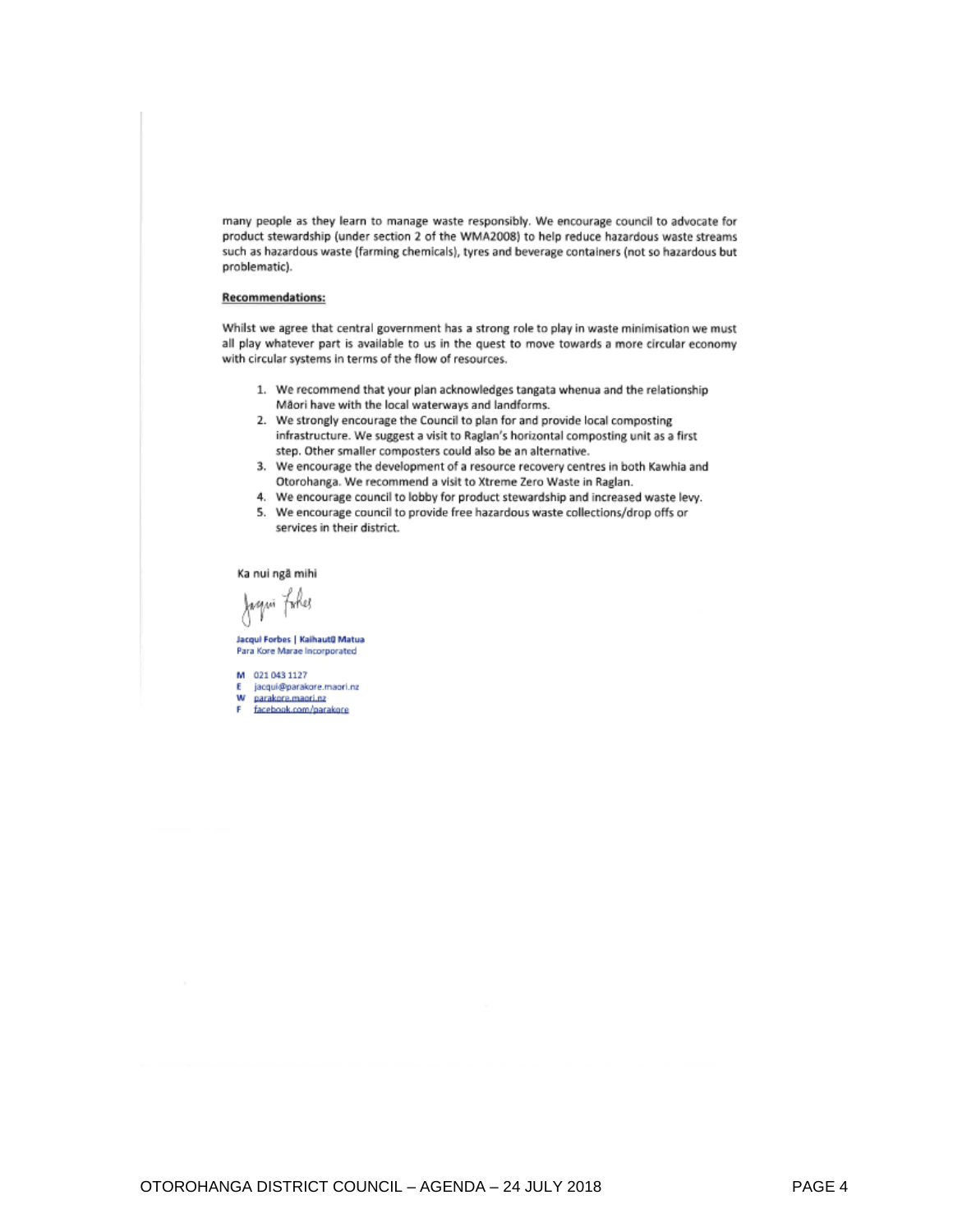many people as they learn to manage waste responsibly. We encourage council to advocate for product stewardship (under section 2 of the WMA2008) to help reduce hazardous waste streams such as hazardous waste (farming chemicals), tyres and beverage containers (not so hazardous but problematic).

**Recommendations:**

Whilst we agree that central government has a strong role to play in waste minimisation we must all play whatever part is available to us in the quest to move towards a more circular economy with circular systems in terms of the flow of resources.

1. We recommend that your plan acknowledges tangata whenua and the relationship Māori have with the local waterways and landforms.
2. We strongly encourage the Council to plan for and provide local composting infrastructure. We suggest a visit to Raglan's horizontal composting unit as a first step. Other smaller composters could also be an alternative.
3. We encourage the development of a resource recovery centres in both Kawhia and Otorohanga. We recommend a visit to Xtreme Zero Waste in Raglan.
4. We encourage council to lobby for product stewardship and increased waste levy.
5. We encourage council to provide free hazardous waste collections/drop offs or services in their district.

Ka nui ngā mihi

Jacqui Forbes

**Jacqui Forbes | Kaihautū Matua**
Para Kore Marae Incorporated

M 021 043 1127
E jacqui@parakore.maori.nz
W parakore.maori.nz
F facebook.com/parakore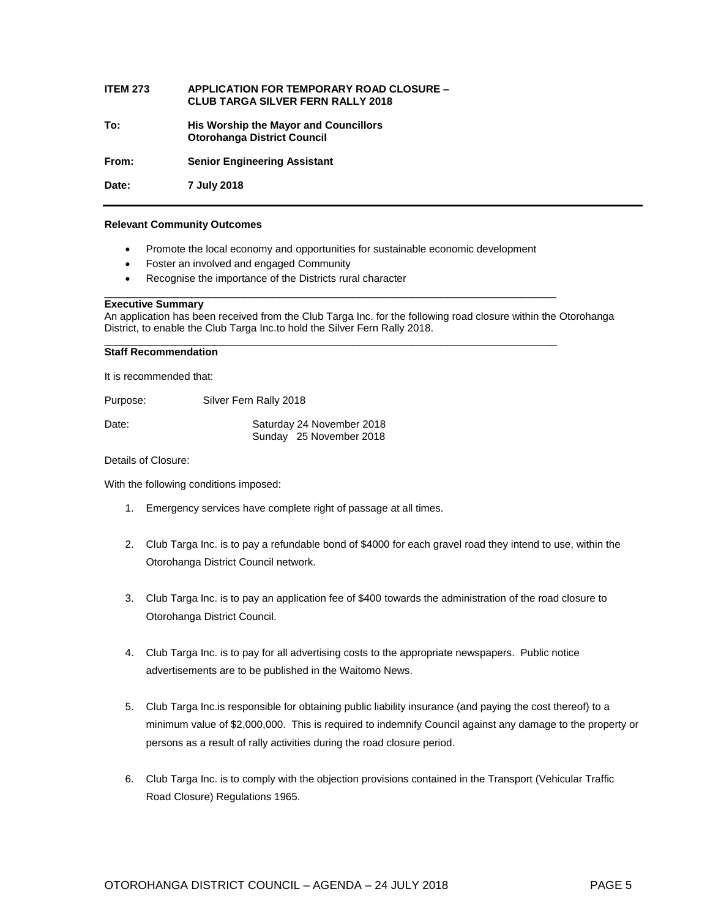**ITEM 273 APPLICATION FOR TEMPORARY ROAD CLOSURE – CLUB TARGA SILVER FERN RALLY 2018**

**To:** **His Worship the Mayor and Councillors Otorohanga District Council**

**From:** **Senior Engineering Assistant**

**Date:** **7 July 2018**

---

**Relevant Community Outcomes**

- Promote the local economy and opportunities for sustainable economic development
- Foster an involved and engaged Community
- Recognise the importance of the Districts rural character

---

**Executive Summary**

An application has been received from the Club Targa Inc. for the following road closure within the Otorohanga District, to enable the Club Targa Inc.to hold the Silver Fern Rally 2018.

---

**Staff Recommendation**

It is recommended that:

Purpose: Silver Fern Rally 2018

Date: Saturday 24 November 2018
Sunday 25 November 2018

Details of Closure:

With the following conditions imposed:

1. Emergency services have complete right of passage at all times.

2. Club Targa Inc. is to pay a refundable bond of $4000 for each gravel road they intend to use, within the Otorohanga District Council network.

3. Club Targa Inc. is to pay an application fee of $400 towards the administration of the road closure to Otorohanga District Council.

4. Club Targa Inc. is to pay for all advertising costs to the appropriate newspapers. Public notice advertisements are to be published in the Waitomo News.

5. Club Targa Inc.is responsible for obtaining public liability insurance (and paying the cost thereof) to a minimum value of $2,000,000. This is required to indemnify Council against any damage to the property or persons as a result of rally activities during the road closure period.

6. Club Targa Inc. is to comply with the objection provisions contained in the Transport (Vehicular Traffic Road Closure) Regulations 1965.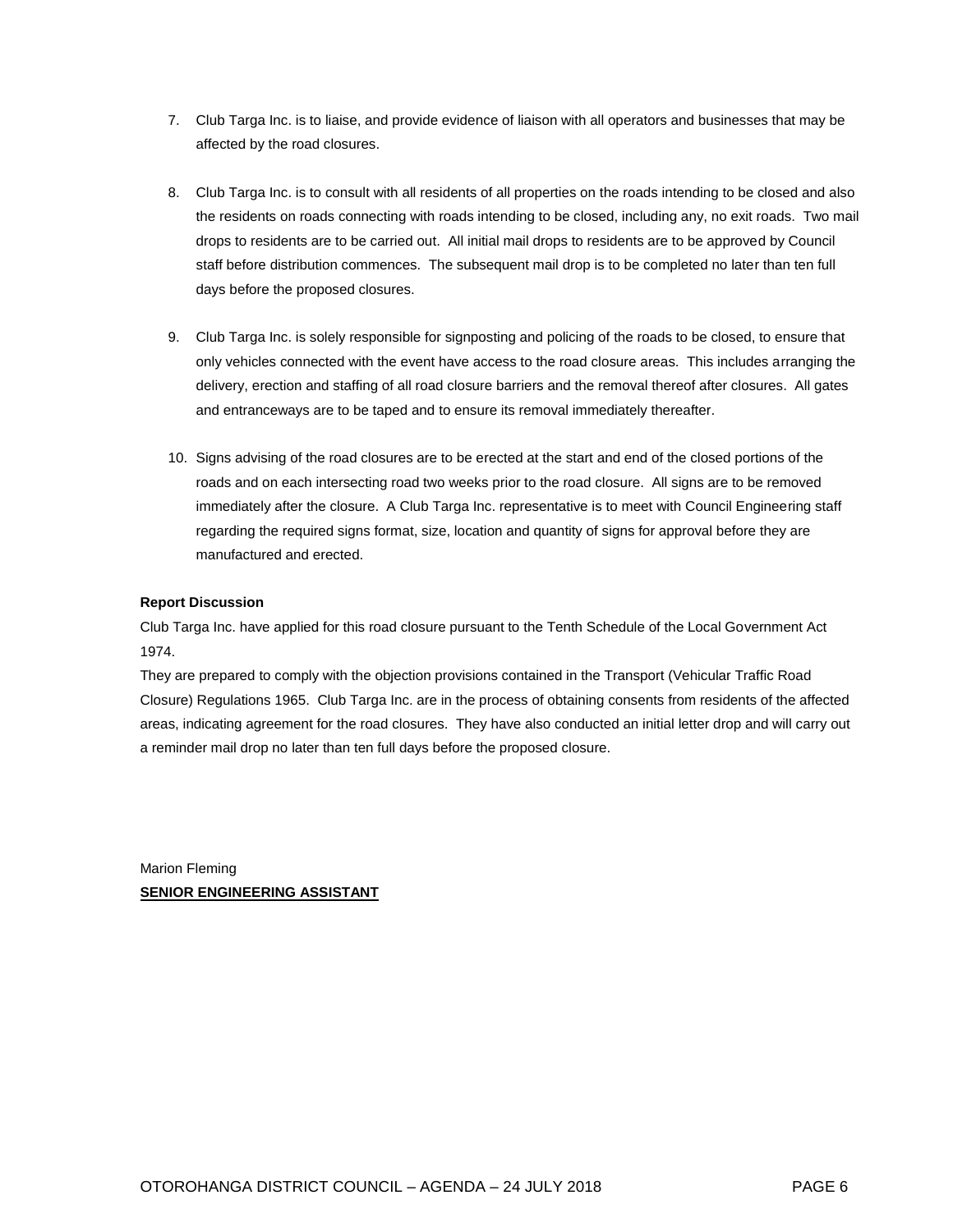7. Club Targa Inc. is to liaise, and provide evidence of liaison with all operators and businesses that may be affected by the road closures.

8. Club Targa Inc. is to consult with all residents of all properties on the roads intending to be closed and also the residents on roads connecting with roads intending to be closed, including any, no exit roads. Two mail drops to residents are to be carried out. All initial mail drops to residents are to be approved by Council staff before distribution commences. The subsequent mail drop is to be completed no later than ten full days before the proposed closures.

9. Club Targa Inc. is solely responsible for signposting and policing of the roads to be closed, to ensure that only vehicles connected with the event have access to the road closure areas. This includes arranging the delivery, erection and staffing of all road closure barriers and the removal thereof after closures. All gates and entranceways are to be taped and to ensure its removal immediately thereafter.

10. Signs advising of the road closures are to be erected at the start and end of the closed portions of the roads and on each intersecting road two weeks prior to the road closure. All signs are to be removed immediately after the closure. A Club Targa Inc. representative is to meet with Council Engineering staff regarding the required signs format, size, location and quantity of signs for approval before they are manufactured and erected.

**Report Discussion**

Club Targa Inc. have applied for this road closure pursuant to the Tenth Schedule of the Local Government Act 1974.

They are prepared to comply with the objection provisions contained in the Transport (Vehicular Traffic Road Closure) Regulations 1965. Club Targa Inc. are in the process of obtaining consents from residents of the affected areas, indicating agreement for the road closures. They have also conducted an initial letter drop and will carry out a reminder mail drop no later than ten full days before the proposed closure.

Marion Fleming
**SENIOR ENGINEERING ASSISTANT**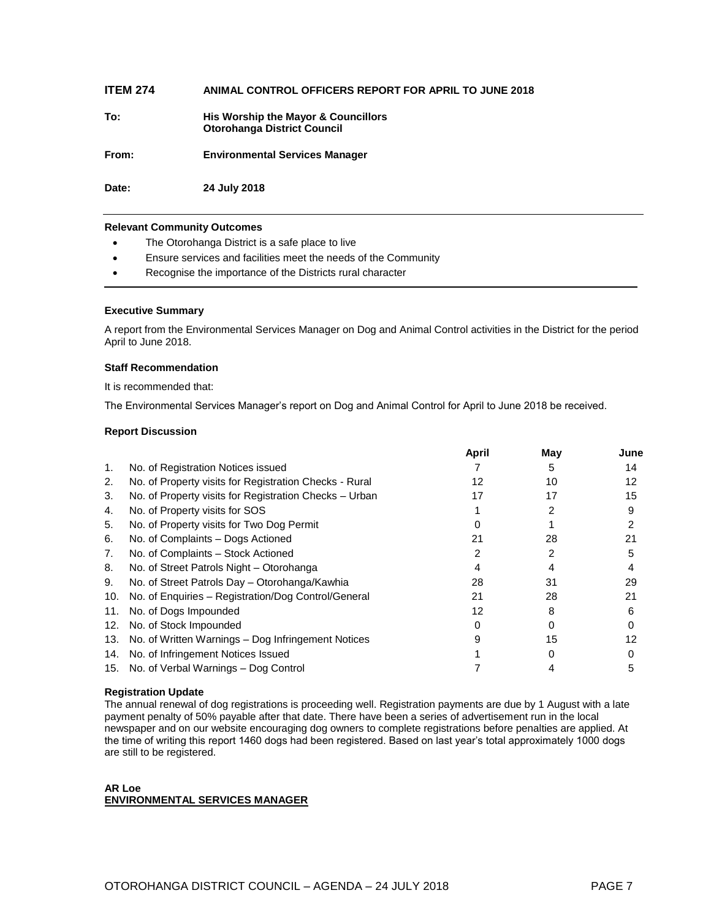**ITEM 274 ANIMAL CONTROL OFFICERS REPORT FOR APRIL TO JUNE 2018**

**To:** **His Worship the Mayor & Councillors**
**Otorohanga District Council**

**From:** **Environmental Services Manager**

**Date:** **24 July 2018**

---

**Relevant Community Outcomes**

- The Otorohanga District is a safe place to live
- Ensure services and facilities meet the needs of the Community
- Recognise the importance of the Districts rural character

---

**Executive Summary**

A report from the Environmental Services Manager on Dog and Animal Control activities in the District for the period April to June 2018.

**Staff Recommendation**

It is recommended that:

The Environmental Services Manager's report on Dog and Animal Control for April to June 2018 be received.

**Report Discussion**

| | | April | May | June |
|---|---|---|---|---|
| 1. | No. of Registration Notices issued | 7 | 5 | 14 |
| 2. | No. of Property visits for Registration Checks - Rural | 12 | 10 | 12 |
| 3. | No. of Property visits for Registration Checks – Urban | 17 | 17 | 15 |
| 4. | No. of Property visits for SOS | 1 | 2 | 9 |
| 5. | No. of Property visits for Two Dog Permit | 0 | 1 | 2 |
| 6. | No. of Complaints – Dogs Actioned | 21 | 28 | 21 |
| 7. | No. of Complaints – Stock Actioned | 2 | 2 | 5 |
| 8. | No. of Street Patrols Night – Otorohanga | 4 | 4 | 4 |
| 9. | No. of Street Patrols Day – Otorohanga/Kawhia | 28 | 31 | 29 |
| 10. | No. of Enquiries – Registration/Dog Control/General | 21 | 28 | 21 |
| 11. | No. of Dogs Impounded | 12 | 8 | 6 |
| 12. | No. of Stock Impounded | 0 | 0 | 0 |
| 13. | No. of Written Warnings – Dog Infringement Notices | 9 | 15 | 12 |
| 14. | No. of Infringement Notices Issued | 1 | 0 | 0 |
| 15. | No. of Verbal Warnings – Dog Control | 7 | 4 | 5 |

**Registration Update**

The annual renewal of dog registrations is proceeding well. Registration payments are due by 1 August with a late payment penalty of 50% payable after that date. There have been a series of advertisement run in the local newspaper and on our website encouraging dog owners to complete registrations before penalties are applied. At the time of writing this report 1460 dogs had been registered. Based on last year's total approximately 1000 dogs are still to be registered.

**AR Loe**
**ENVIRONMENTAL SERVICES MANAGER**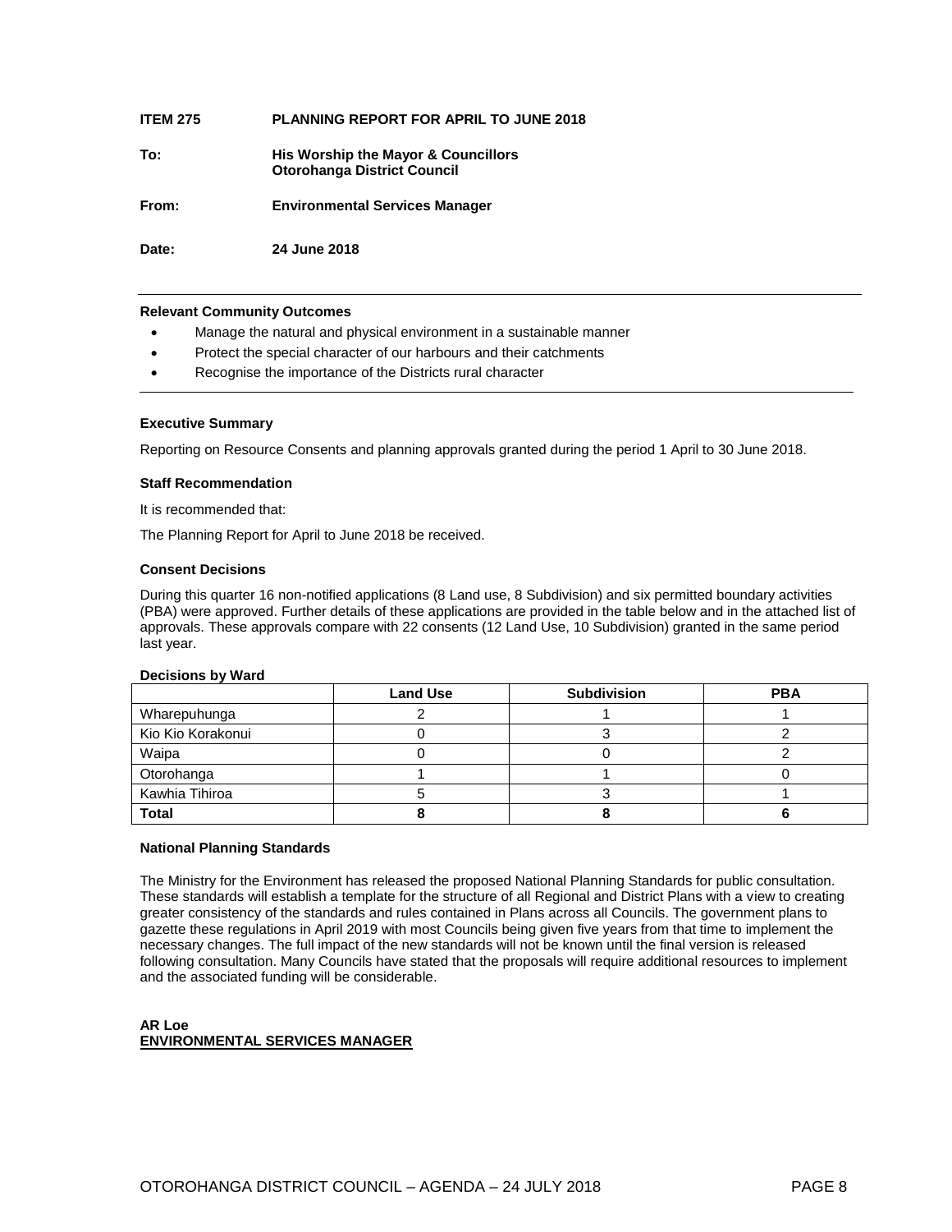**ITEM 275 PLANNING REPORT FOR APRIL TO JUNE 2018**

**To:** **His Worship the Mayor & Councillors**
**Otorohanga District Council**

**From:** **Environmental Services Manager**

**Date:** **24 June 2018**

---

**Relevant Community Outcomes**

- Manage the natural and physical environment in a sustainable manner
- Protect the special character of our harbours and their catchments
- Recognise the importance of the Districts rural character

---

**Executive Summary**

Reporting on Resource Consents and planning approvals granted during the period 1 April to 30 June 2018.

**Staff Recommendation**

It is recommended that:

The Planning Report for April to June 2018 be received.

**Consent Decisions**

During this quarter 16 non-notified applications (8 Land use, 8 Subdivision) and six permitted boundary activities (PBA) were approved. Further details of these applications are provided in the table below and in the attached list of approvals. These approvals compare with 22 consents (12 Land Use, 10 Subdivision) granted in the same period last year.

**Decisions by Ward**

| | Land Use | Subdivision | PBA |
|---|---|---|---|
| Wharepuhunga | 2 | 1 | 1 |
| Kio Kio Korakonui | 0 | 3 | 2 |
| Waipa | 0 | 0 | 2 |
| Otorohanga | 1 | 1 | 0 |
| Kawhia Tihiroa | 5 | 3 | 1 |
| **Total** | **8** | **8** | **6** |

**National Planning Standards**

The Ministry for the Environment has released the proposed National Planning Standards for public consultation. These standards will establish a template for the structure of all Regional and District Plans with a view to creating greater consistency of the standards and rules contained in Plans across all Councils. The government plans to gazette these regulations in April 2019 with most Councils being given five years from that time to implement the necessary changes. The full impact of the new standards will not be known until the final version is released following consultation. Many Councils have stated that the proposals will require additional resources to implement and the associated funding will be considerable.

**AR Loe**
**ENVIRONMENTAL SERVICES MANAGER**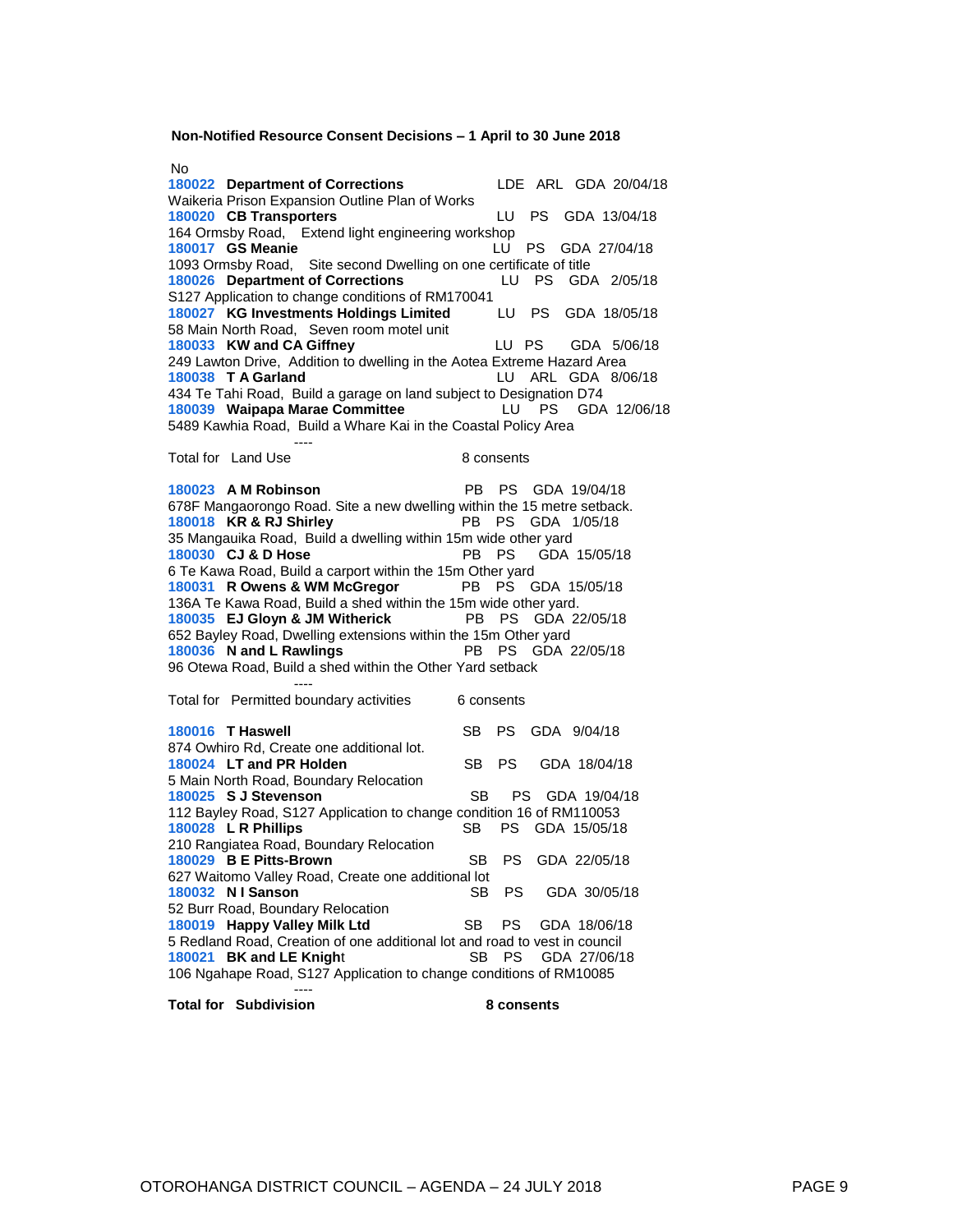**Non-Notified Resource Consent Decisions – 1 April to 30 June 2018**

No

**180022 Department of Corrections** LDE ARL GDA 20/04/18
Waikeria Prison Expansion Outline Plan of Works

**180020 CB Transporters** LU PS GDA 13/04/18
164 Ormsby Road, Extend light engineering workshop

**180017 GS Meanie** LU PS GDA 27/04/18
1093 Ormsby Road, Site second Dwelling on one certificate of title

**180026 Department of Corrections** LU PS GDA 2/05/18
S127 Application to change conditions of RM170041

**180027 KG Investments Holdings Limited** LU PS GDA 18/05/18
58 Main North Road, Seven room motel unit

**180033 KW and CA Giffney** LU PS GDA 5/06/18
249 Lawton Drive, Addition to dwelling in the Aotea Extreme Hazard Area

**180038 T A Garland** LU ARL GDA 8/06/18
434 Te Tahi Road, Build a garage on land subject to Designation D74

**180039 Waipapa Marae Committee** LU PS GDA 12/06/18
5489 Kawhia Road, Build a Whare Kai in the Coastal Policy Area

----

Total for Land Use 8 consents

**180023 A M Robinson** PB PS GDA 19/04/18
678F Mangaorongo Road. Site a new dwelling within the 15 metre setback.

**180018 KR & RJ Shirley** PB PS GDA 1/05/18
35 Mangauika Road, Build a dwelling within 15m wide other yard

**180030 CJ & D Hose** PB PS GDA 15/05/18
6 Te Kawa Road, Build a carport within the 15m Other yard

**180031 R Owens & WM McGregor** PB PS GDA 15/05/18
136A Te Kawa Road, Build a shed within the 15m wide other yard.

**180035 EJ Gloyn & JM Witherick** PB PS GDA 22/05/18
652 Bayley Road, Dwelling extensions within the 15m Other yard

**180036 N and L Rawlings** PB PS GDA 22/05/18
96 Otewa Road, Build a shed within the Other Yard setback

----

Total for Permitted boundary activities 6 consents

**180016 T Haswell** SB PS GDA 9/04/18
874 Owhiro Rd, Create one additional lot.

**180024 LT and PR Holden** SB PS GDA 18/04/18
5 Main North Road, Boundary Relocation

**180025 S J Stevenson** SB PS GDA 19/04/18
112 Bayley Road, S127 Application to change condition 16 of RM110053

**180028 L R Phillips** SB PS GDA 15/05/18
210 Rangiatea Road, Boundary Relocation

**180029 B E Pitts-Brown** SB PS GDA 22/05/18
627 Waitomo Valley Road, Create one additional lot

**180032 N I Sanson** SB PS GDA 30/05/18
52 Burr Road, Boundary Relocation

**180019 Happy Valley Milk Ltd** SB PS GDA 18/06/18
5 Redland Road, Creation of one additional lot and road to vest in council

**180021 BK and LE Knight** SB PS GDA 27/06/18
106 Ngahape Road, S127 Application to change conditions of RM10085

----

**Total for Subdivision 8 consents**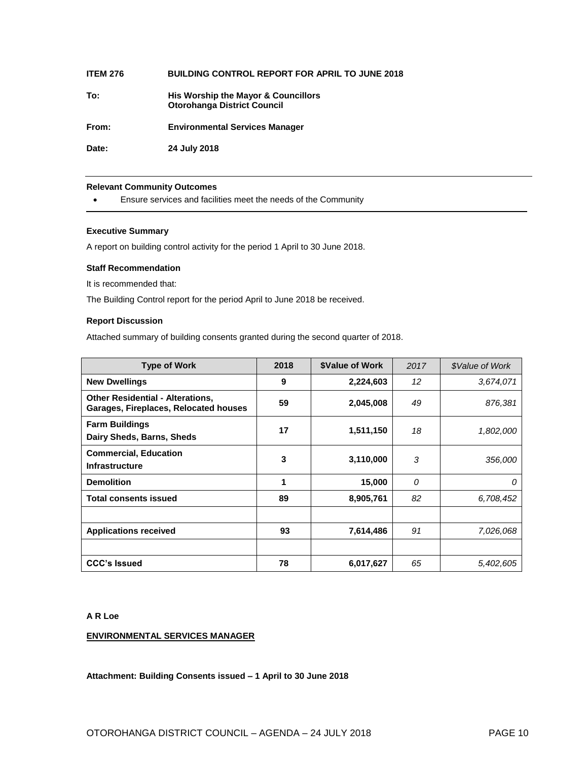**ITEM 276 BUILDING CONTROL REPORT FOR APRIL TO JUNE 2018**

**To:** **His Worship the Mayor & Councillors**
**Otorohanga District Council**

**From:** **Environmental Services Manager**

**Date:** **24 July 2018**

---

**Relevant Community Outcomes**

- Ensure services and facilities meet the needs of the Community

---

**Executive Summary**

A report on building control activity for the period 1 April to 30 June 2018.

**Staff Recommendation**

It is recommended that:

The Building Control report for the period April to June 2018 be received.

**Report Discussion**

Attached summary of building consents granted during the second quarter of 2018.

| Type of Work | 2018 | $Value of Work | *2017* | *$Value of Work* |
|---|---|---|---|---|
| **New Dwellings** | **9** | **2,224,603** | *12* | *3,674,071* |
| **Other Residential - Alterations, Garages, Fireplaces, Relocated houses** | **59** | **2,045,008** | *49* | *876,381* |
| **Farm Buildings Dairy Sheds, Barns, Sheds** | **17** | **1,511,150** | *18* | *1,802,000* |
| **Commercial, Education Infrastructure** | **3** | **3,110,000** | *3* | *356,000* |
| **Demolition** | **1** | **15,000** | *0* | *0* |
| **Total consents issued** | **89** | **8,905,761** | *82* | *6,708,452* |
| | | | | |
| **Applications received** | **93** | **7,614,486** | *91* | *7,026,068* |
| | | | | |
| **CCC's Issued** | **78** | **6,017,627** | *65* | *5,402,605* |

**A R Loe**

**ENVIRONMENTAL SERVICES MANAGER**

**Attachment: Building Consents issued – 1 April to 30 June 2018**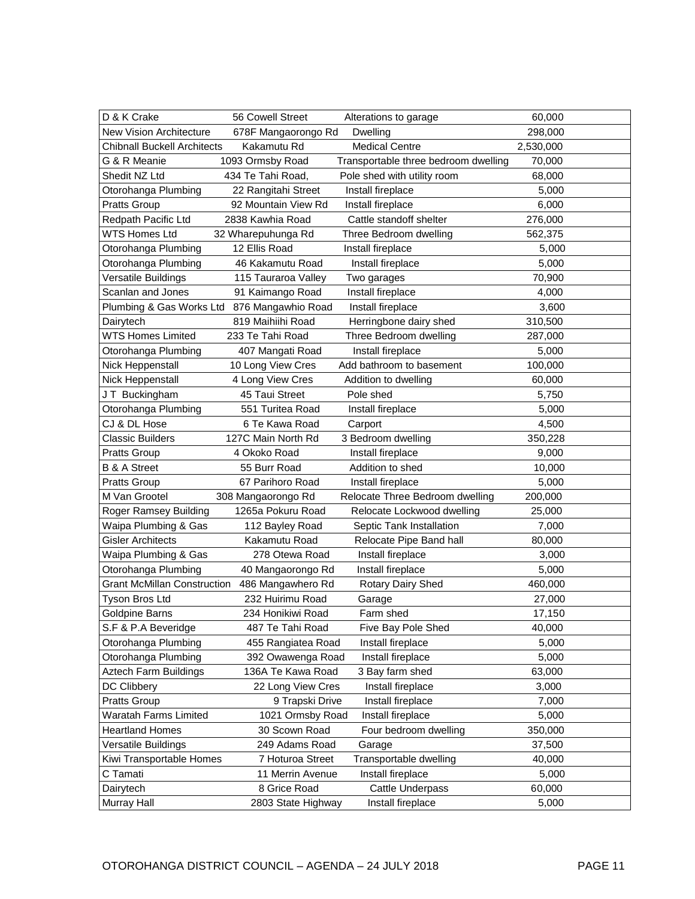| | | | |
|---|---|---|---|
| D & K Crake | 56 Cowell Street | Alterations to garage | 60,000 |
| New Vision Architecture | 678F Mangaorongo Rd | Dwelling | 298,000 |
| Chibnall Buckell Architects | Kakamutu Rd | Medical Centre | 2,530,000 |
| G & R Meanie | 1093 Ormsby Road | Transportable three bedroom dwelling | 70,000 |
| Shedit NZ Ltd | 434 Te Tahi Road, | Pole shed with utility room | 68,000 |
| Otorohanga Plumbing | 22 Rangitahi Street | Install fireplace | 5,000 |
| Pratts Group | 92 Mountain View Rd | Install fireplace | 6,000 |
| Redpath Pacific Ltd | 2838 Kawhia Road | Cattle standoff shelter | 276,000 |
| WTS Homes Ltd | 32 Wharepuhunga Rd | Three Bedroom dwelling | 562,375 |
| Otorohanga Plumbing | 12 Ellis Road | Install fireplace | 5,000 |
| Otorohanga Plumbing | 46 Kakamutu Road | Install fireplace | 5,000 |
| Versatile Buildings | 115 Tauraroa Valley | Two garages | 70,900 |
| Scanlan and Jones | 91 Kaimango Road | Install fireplace | 4,000 |
| Plumbing & Gas Works Ltd | 876 Mangawhio Road | Install fireplace | 3,600 |
| Dairytech | 819 Maihiihi Road | Herringbone dairy shed | 310,500 |
| WTS Homes Limited | 233 Te Tahi Road | Three Bedroom dwelling | 287,000 |
| Otorohanga Plumbing | 407 Mangati Road | Install fireplace | 5,000 |
| Nick Heppenstall | 10 Long View Cres | Add bathroom to basement | 100,000 |
| Nick Heppenstall | 4 Long View Cres | Addition to dwelling | 60,000 |
| J T Buckingham | 45 Taui Street | Pole shed | 5,750 |
| Otorohanga Plumbing | 551 Turitea Road | Install fireplace | 5,000 |
| CJ & DL Hose | 6 Te Kawa Road | Carport | 4,500 |
| Classic Builders | 127C Main North Rd | 3 Bedroom dwelling | 350,228 |
| Pratts Group | 4 Okoko Road | Install fireplace | 9,000 |
| B & A Street | 55 Burr Road | Addition to shed | 10,000 |
| Pratts Group | 67 Parihoro Road | Install fireplace | 5,000 |
| M Van Grootel | 308 Mangaorongo Rd | Relocate Three Bedroom dwelling | 200,000 |
| Roger Ramsey Building | 1265a Pokuru Road | Relocate Lockwood dwelling | 25,000 |
| Waipa Plumbing & Gas | 112 Bayley Road | Septic Tank Installation | 7,000 |
| Gisler Architects | Kakamutu Road | Relocate Pipe Band hall | 80,000 |
| Waipa Plumbing & Gas | 278 Otewa Road | Install fireplace | 3,000 |
| Otorohanga Plumbing | 40 Mangaorongo Rd | Install fireplace | 5,000 |
| Grant McMillan Construction | 486 Mangawhero Rd | Rotary Dairy Shed | 460,000 |
| Tyson Bros Ltd | 232 Huirimu Road | Garage | 27,000 |
| Goldpine Barns | 234 Honikiwi Road | Farm shed | 17,150 |
| S.F & P.A Beveridge | 487 Te Tahi Road | Five Bay Pole Shed | 40,000 |
| Otorohanga Plumbing | 455 Rangiatea Road | Install fireplace | 5,000 |
| Otorohanga Plumbing | 392 Owawenga Road | Install fireplace | 5,000 |
| Aztech Farm Buildings | 136A Te Kawa Road | 3 Bay farm shed | 63,000 |
| DC Clibbery | 22 Long View Cres | Install fireplace | 3,000 |
| Pratts Group | 9 Trapski Drive | Install fireplace | 7,000 |
| Waratah Farms Limited | 1021 Ormsby Road | Install fireplace | 5,000 |
| Heartland Homes | 30 Scown Road | Four bedroom dwelling | 350,000 |
| Versatile Buildings | 249 Adams Road | Garage | 37,500 |
| Kiwi Transportable Homes | 7 Hoturoa Street | Transportable dwelling | 40,000 |
| C Tamati | 11 Merrin Avenue | Install fireplace | 5,000 |
| Dairytech | 8 Grice Road | Cattle Underpass | 60,000 |
| Murray Hall | 2803 State Highway | Install fireplace | 5,000 |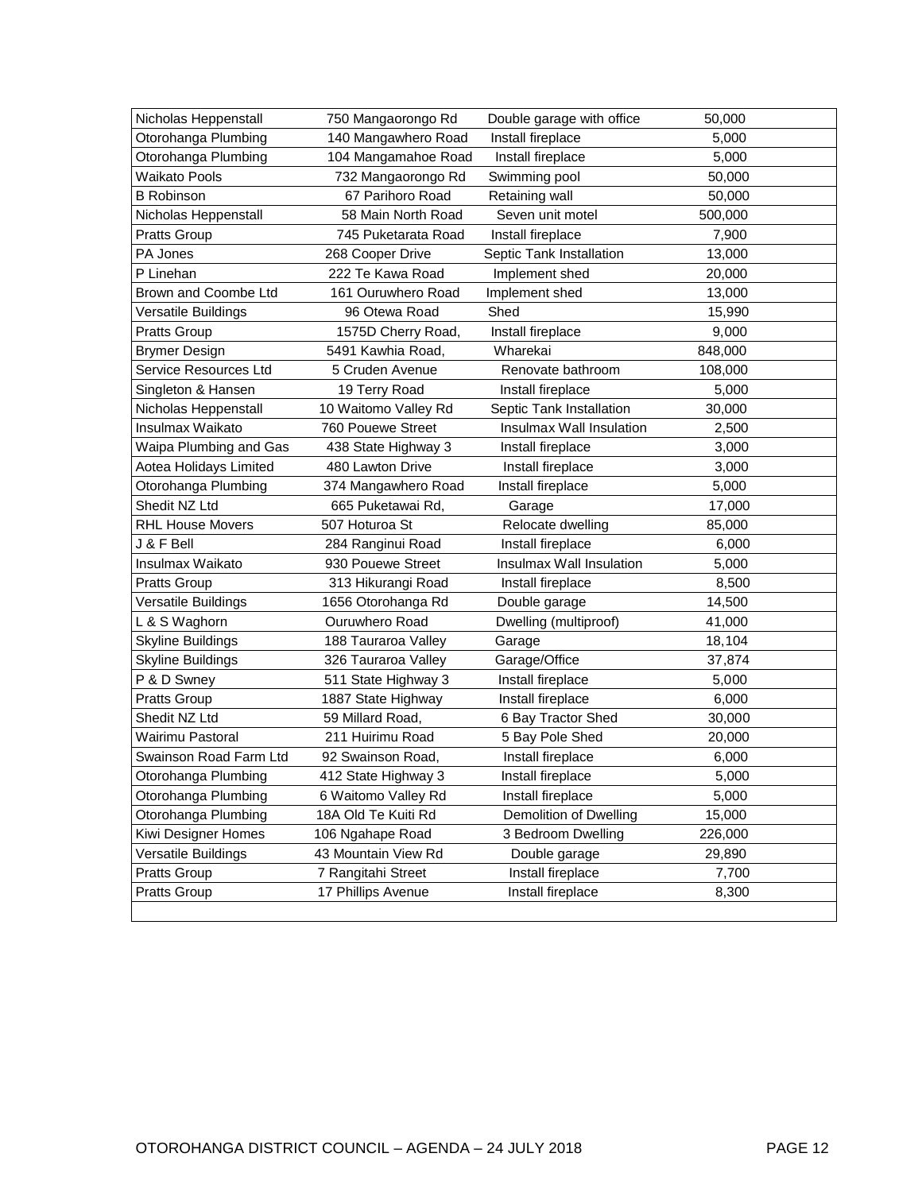| | | | |
|---|---|---|---|
| Nicholas Heppenstall | 750 Mangaorongo Rd | Double garage with office | 50,000 |
| Otorohanga Plumbing | 140 Mangawhero Road | Install fireplace | 5,000 |
| Otorohanga Plumbing | 104 Mangamahoe Road | Install fireplace | 5,000 |
| Waikato Pools | 732 Mangaorongo Rd | Swimming pool | 50,000 |
| B Robinson | 67 Parihoro Road | Retaining wall | 50,000 |
| Nicholas Heppenstall | 58 Main North Road | Seven unit motel | 500,000 |
| Pratts Group | 745 Puketarata Road | Install fireplace | 7,900 |
| PA Jones | 268 Cooper Drive | Septic Tank Installation | 13,000 |
| P Linehan | 222 Te Kawa Road | Implement shed | 20,000 |
| Brown and Coombe Ltd | 161 Ouruwhero Road | Implement shed | 13,000 |
| Versatile Buildings | 96 Otewa Road | Shed | 15,990 |
| Pratts Group | 1575D Cherry Road, | Install fireplace | 9,000 |
| Brymer Design | 5491 Kawhia Road, | Wharekai | 848,000 |
| Service Resources Ltd | 5 Cruden Avenue | Renovate bathroom | 108,000 |
| Singleton & Hansen | 19 Terry Road | Install fireplace | 5,000 |
| Nicholas Heppenstall | 10 Waitomo Valley Rd | Septic Tank Installation | 30,000 |
| Insulmax Waikato | 760 Pouewe Street | Insulmax Wall Insulation | 2,500 |
| Waipa Plumbing and Gas | 438 State Highway 3 | Install fireplace | 3,000 |
| Aotea Holidays Limited | 480 Lawton Drive | Install fireplace | 3,000 |
| Otorohanga Plumbing | 374 Mangawhero Road | Install fireplace | 5,000 |
| Shedit NZ Ltd | 665 Puketawai Rd, | Garage | 17,000 |
| RHL House Movers | 507 Hoturoa St | Relocate dwelling | 85,000 |
| J & F Bell | 284 Ranginui Road | Install fireplace | 6,000 |
| Insulmax Waikato | 930 Pouewe Street | Insulmax Wall Insulation | 5,000 |
| Pratts Group | 313 Hikurangi Road | Install fireplace | 8,500 |
| Versatile Buildings | 1656 Otorohanga Rd | Double garage | 14,500 |
| L & S Waghorn | Ouruwhero Road | Dwelling (multiproof) | 41,000 |
| Skyline Buildings | 188 Tauraroa Valley | Garage | 18,104 |
| Skyline Buildings | 326 Tauraroa Valley | Garage/Office | 37,874 |
| P & D Swney | 511 State Highway 3 | Install fireplace | 5,000 |
| Pratts Group | 1887 State Highway | Install fireplace | 6,000 |
| Shedit NZ Ltd | 59 Millard Road, | 6 Bay Tractor Shed | 30,000 |
| Wairimu Pastoral | 211 Huirimu Road | 5 Bay Pole Shed | 20,000 |
| Swainson Road Farm Ltd | 92 Swainson Road, | Install fireplace | 6,000 |
| Otorohanga Plumbing | 412 State Highway 3 | Install fireplace | 5,000 |
| Otorohanga Plumbing | 6 Waitomo Valley Rd | Install fireplace | 5,000 |
| Otorohanga Plumbing | 18A Old Te Kuiti Rd | Demolition of Dwelling | 15,000 |
| Kiwi Designer Homes | 106 Ngahape Road | 3 Bedroom Dwelling | 226,000 |
| Versatile Buildings | 43 Mountain View Rd | Double garage | 29,890 |
| Pratts Group | 7 Rangitahi Street | Install fireplace | 7,700 |
| Pratts Group | 17 Phillips Avenue | Install fireplace | 8,300 |
| | | | |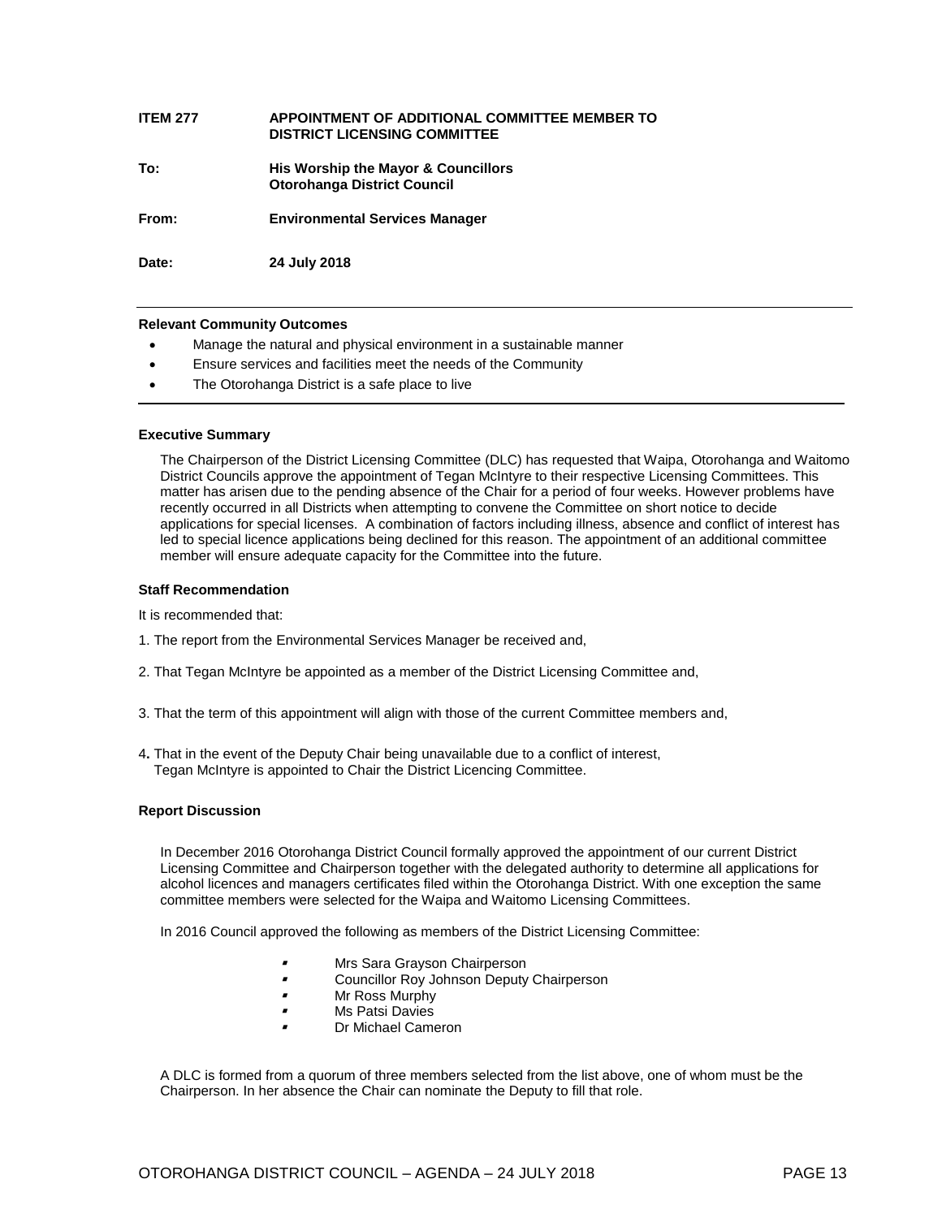**ITEM 277 APPOINTMENT OF ADDITIONAL COMMITTEE MEMBER TO DISTRICT LICENSING COMMITTEE**

**To: His Worship the Mayor & Councillors Otorohanga District Council**

**From: Environmental Services Manager**

**Date: 24 July 2018**

---

**Relevant Community Outcomes**

- Manage the natural and physical environment in a sustainable manner
- Ensure services and facilities meet the needs of the Community
- The Otorohanga District is a safe place to live

---

**Executive Summary**

The Chairperson of the District Licensing Committee (DLC) has requested that Waipa, Otorohanga and Waitomo District Councils approve the appointment of Tegan McIntyre to their respective Licensing Committees. This matter has arisen due to the pending absence of the Chair for a period of four weeks. However problems have recently occurred in all Districts when attempting to convene the Committee on short notice to decide applications for special licenses. A combination of factors including illness, absence and conflict of interest has led to special licence applications being declined for this reason. The appointment of an additional committee member will ensure adequate capacity for the Committee into the future.

**Staff Recommendation**

It is recommended that:

1. The report from the Environmental Services Manager be received and,
2. That Tegan McIntyre be appointed as a member of the District Licensing Committee and,
3. That the term of this appointment will align with those of the current Committee members and,
4. That in the event of the Deputy Chair being unavailable due to a conflict of interest, Tegan McIntyre is appointed to Chair the District Licencing Committee.

**Report Discussion**

In December 2016 Otorohanga District Council formally approved the appointment of our current District Licensing Committee and Chairperson together with the delegated authority to determine all applications for alcohol licences and managers certificates filed within the Otorohanga District. With one exception the same committee members were selected for the Waipa and Waitomo Licensing Committees.

In 2016 Council approved the following as members of the District Licensing Committee:

- Mrs Sara Grayson Chairperson
- Councillor Roy Johnson Deputy Chairperson
- Mr Ross Murphy
- Ms Patsi Davies
- Dr Michael Cameron

A DLC is formed from a quorum of three members selected from the list above, one of whom must be the Chairperson. In her absence the Chair can nominate the Deputy to fill that role.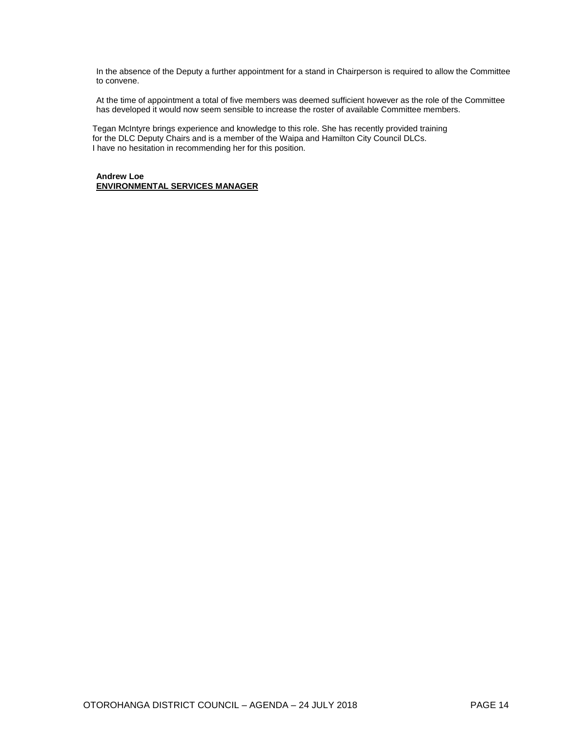In the absence of the Deputy a further appointment for a stand in Chairperson is required to allow the Committee to convene.

At the time of appointment a total of five members was deemed sufficient however as the role of the Committee has developed it would now seem sensible to increase the roster of available Committee members.

Tegan McIntyre brings experience and knowledge to this role. She has recently provided training for the DLC Deputy Chairs and is a member of the Waipa and Hamilton City Council DLCs. I have no hesitation in recommending her for this position.

**Andrew Loe**
**ENVIRONMENTAL SERVICES MANAGER**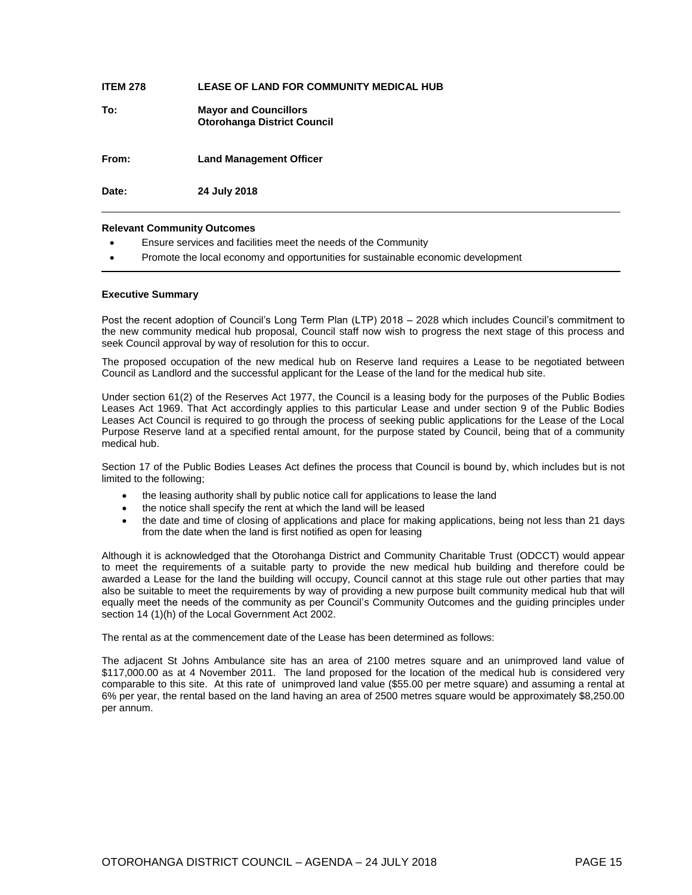**ITEM 278 LEASE OF LAND FOR COMMUNITY MEDICAL HUB**

**To: Mayor and Councillors**
**Otorohanga District Council**

**From: Land Management Officer**

**Date: 24 July 2018**

---

**Relevant Community Outcomes**

- Ensure services and facilities meet the needs of the Community
- Promote the local economy and opportunities for sustainable economic development

---

**Executive Summary**

Post the recent adoption of Council's Long Term Plan (LTP) 2018 – 2028 which includes Council's commitment to the new community medical hub proposal, Council staff now wish to progress the next stage of this process and seek Council approval by way of resolution for this to occur.

The proposed occupation of the new medical hub on Reserve land requires a Lease to be negotiated between Council as Landlord and the successful applicant for the Lease of the land for the medical hub site.

Under section 61(2) of the Reserves Act 1977, the Council is a leasing body for the purposes of the Public Bodies Leases Act 1969. That Act accordingly applies to this particular Lease and under section 9 of the Public Bodies Leases Act Council is required to go through the process of seeking public applications for the Lease of the Local Purpose Reserve land at a specified rental amount, for the purpose stated by Council, being that of a community medical hub.

Section 17 of the Public Bodies Leases Act defines the process that Council is bound by, which includes but is not limited to the following;

- the leasing authority shall by public notice call for applications to lease the land
- the notice shall specify the rent at which the land will be leased
- the date and time of closing of applications and place for making applications, being not less than 21 days from the date when the land is first notified as open for leasing

Although it is acknowledged that the Otorohanga District and Community Charitable Trust (ODCCT) would appear to meet the requirements of a suitable party to provide the new medical hub building and therefore could be awarded a Lease for the land the building will occupy, Council cannot at this stage rule out other parties that may also be suitable to meet the requirements by way of providing a new purpose built community medical hub that will equally meet the needs of the community as per Council's Community Outcomes and the guiding principles under section 14 (1)(h) of the Local Government Act 2002.

The rental as at the commencement date of the Lease has been determined as follows:

The adjacent St Johns Ambulance site has an area of 2100 metres square and an unimproved land value of $117,000.00 as at 4 November 2011. The land proposed for the location of the medical hub is considered very comparable to this site. At this rate of unimproved land value ($55.00 per metre square) and assuming a rental at 6% per year, the rental based on the land having an area of 2500 metres square would be approximately $8,250.00 per annum.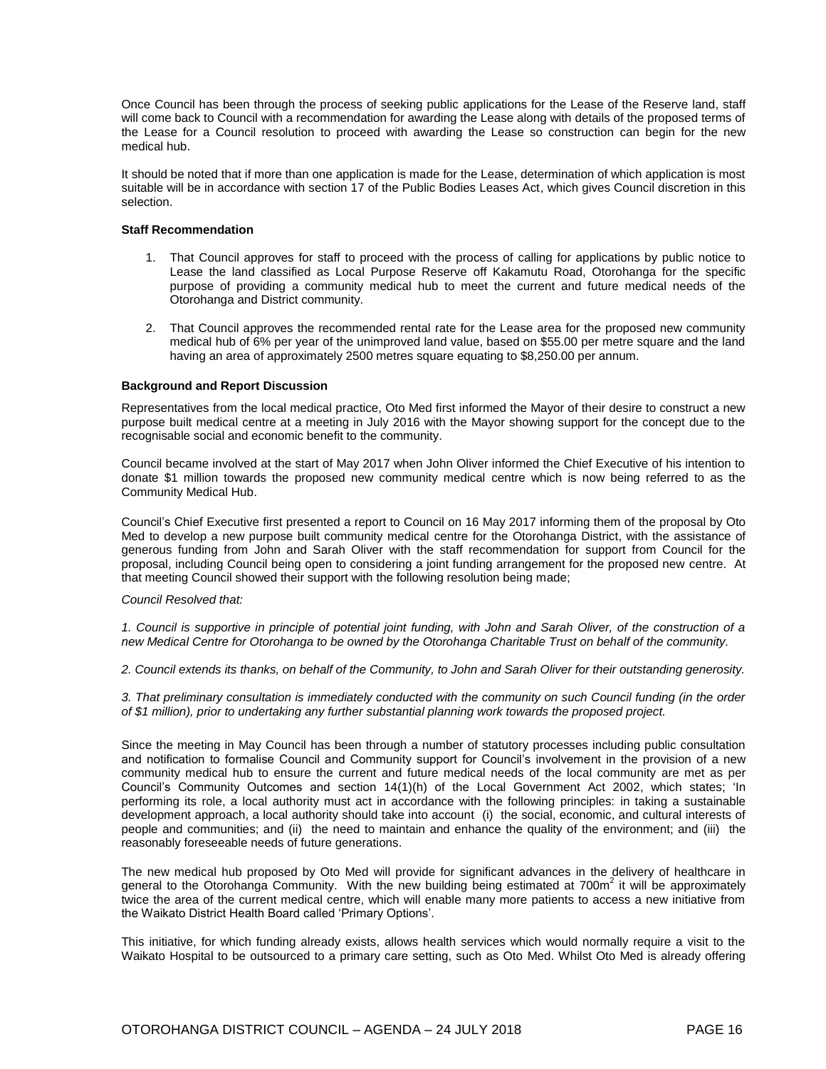Once Council has been through the process of seeking public applications for the Lease of the Reserve land, staff will come back to Council with a recommendation for awarding the Lease along with details of the proposed terms of the Lease for a Council resolution to proceed with awarding the Lease so construction can begin for the new medical hub.

It should be noted that if more than one application is made for the Lease, determination of which application is most suitable will be in accordance with section 17 of the Public Bodies Leases Act, which gives Council discretion in this selection.

**Staff Recommendation**

1. That Council approves for staff to proceed with the process of calling for applications by public notice to Lease the land classified as Local Purpose Reserve off Kakamutu Road, Otorohanga for the specific purpose of providing a community medical hub to meet the current and future medical needs of the Otorohanga and District community.

2. That Council approves the recommended rental rate for the Lease area for the proposed new community medical hub of 6% per year of the unimproved land value, based on $55.00 per metre square and the land having an area of approximately 2500 metres square equating to $8,250.00 per annum.

**Background and Report Discussion**

Representatives from the local medical practice, Oto Med first informed the Mayor of their desire to construct a new purpose built medical centre at a meeting in July 2016 with the Mayor showing support for the concept due to the recognisable social and economic benefit to the community.

Council became involved at the start of May 2017 when John Oliver informed the Chief Executive of his intention to donate $1 million towards the proposed new community medical centre which is now being referred to as the Community Medical Hub.

Council's Chief Executive first presented a report to Council on 16 May 2017 informing them of the proposal by Oto Med to develop a new purpose built community medical centre for the Otorohanga District, with the assistance of generous funding from John and Sarah Oliver with the staff recommendation for support from Council for the proposal, including Council being open to considering a joint funding arrangement for the proposed new centre. At that meeting Council showed their support with the following resolution being made;

*Council Resolved that:*

*1. Council is supportive in principle of potential joint funding, with John and Sarah Oliver, of the construction of a new Medical Centre for Otorohanga to be owned by the Otorohanga Charitable Trust on behalf of the community.*

*2. Council extends its thanks, on behalf of the Community, to John and Sarah Oliver for their outstanding generosity.*

*3. That preliminary consultation is immediately conducted with the community on such Council funding (in the order of $1 million), prior to undertaking any further substantial planning work towards the proposed project.*

Since the meeting in May Council has been through a number of statutory processes including public consultation and notification to formalise Council and Community support for Council's involvement in the provision of a new community medical hub to ensure the current and future medical needs of the local community are met as per Council's Community Outcomes and section 14(1)(h) of the Local Government Act 2002, which states; 'In performing its role, a local authority must act in accordance with the following principles: in taking a sustainable development approach, a local authority should take into account (i) the social, economic, and cultural interests of people and communities; and (ii) the need to maintain and enhance the quality of the environment; and (iii) the reasonably foreseeable needs of future generations.

The new medical hub proposed by Oto Med will provide for significant advances in the delivery of healthcare in general to the Otorohanga Community. With the new building being estimated at $700m^2$ it will be approximately twice the area of the current medical centre, which will enable many more patients to access a new initiative from the Waikato District Health Board called 'Primary Options'.

This initiative, for which funding already exists, allows health services which would normally require a visit to the Waikato Hospital to be outsourced to a primary care setting, such as Oto Med. Whilst Oto Med is already offering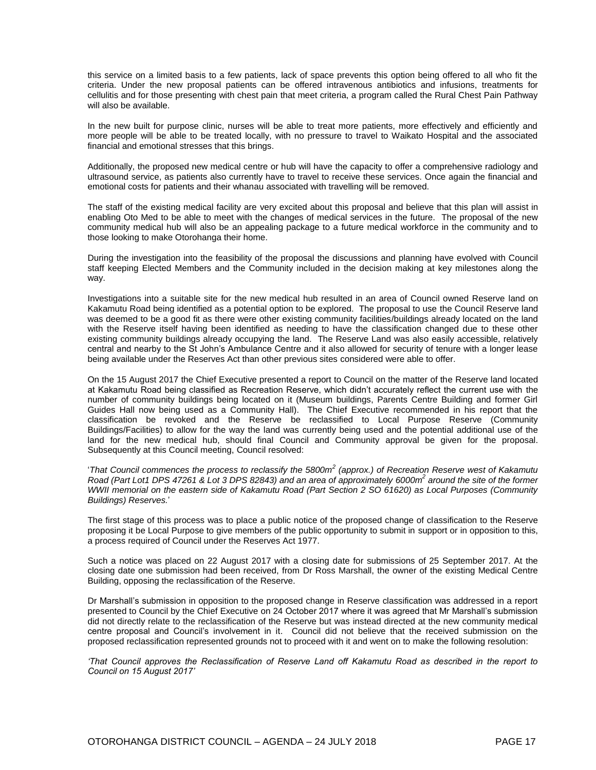this service on a limited basis to a few patients, lack of space prevents this option being offered to all who fit the criteria. Under the new proposal patients can be offered intravenous antibiotics and infusions, treatments for cellulitis and for those presenting with chest pain that meet criteria, a program called the Rural Chest Pain Pathway will also be available.

In the new built for purpose clinic, nurses will be able to treat more patients, more effectively and efficiently and more people will be able to be treated locally, with no pressure to travel to Waikato Hospital and the associated financial and emotional stresses that this brings.

Additionally, the proposed new medical centre or hub will have the capacity to offer a comprehensive radiology and ultrasound service, as patients also currently have to travel to receive these services. Once again the financial and emotional costs for patients and their whanau associated with travelling will be removed.

The staff of the existing medical facility are very excited about this proposal and believe that this plan will assist in enabling Oto Med to be able to meet with the changes of medical services in the future. The proposal of the new community medical hub will also be an appealing package to a future medical workforce in the community and to those looking to make Otorohanga their home.

During the investigation into the feasibility of the proposal the discussions and planning have evolved with Council staff keeping Elected Members and the Community included in the decision making at key milestones along the way.

Investigations into a suitable site for the new medical hub resulted in an area of Council owned Reserve land on Kakamutu Road being identified as a potential option to be explored. The proposal to use the Council Reserve land was deemed to be a good fit as there were other existing community facilities/buildings already located on the land with the Reserve itself having been identified as needing to have the classification changed due to these other existing community buildings already occupying the land. The Reserve Land was also easily accessible, relatively central and nearby to the St John's Ambulance Centre and it also allowed for security of tenure with a longer lease being available under the Reserves Act than other previous sites considered were able to offer.

On the 15 August 2017 the Chief Executive presented a report to Council on the matter of the Reserve land located at Kakamutu Road being classified as Recreation Reserve, which didn't accurately reflect the current use with the number of community buildings being located on it (Museum buildings, Parents Centre Building and former Girl Guides Hall now being used as a Community Hall). The Chief Executive recommended in his report that the classification be revoked and the Reserve be reclassified to Local Purpose Reserve (Community Buildings/Facilities) to allow for the way the land was currently being used and the potential additional use of the land for the new medical hub, should final Council and Community approval be given for the proposal. Subsequently at this Council meeting, Council resolved:

'*That Council commences the process to reclassify the 5800m² (approx.) of Recreation Reserve west of Kakamutu Road (Part Lot1 DPS 47261 & Lot 3 DPS 82843) and an area of approximately 6000m² around the site of the former WWII memorial on the eastern side of Kakamutu Road (Part Section 2 SO 61620) as Local Purposes (Community Buildings) Reserves.*'

The first stage of this process was to place a public notice of the proposed change of classification to the Reserve proposing it be Local Purpose to give members of the public opportunity to submit in support or in opposition to this, a process required of Council under the Reserves Act 1977.

Such a notice was placed on 22 August 2017 with a closing date for submissions of 25 September 2017. At the closing date one submission had been received, from Dr Ross Marshall, the owner of the existing Medical Centre Building, opposing the reclassification of the Reserve.

Dr Marshall's submission in opposition to the proposed change in Reserve classification was addressed in a report presented to Council by the Chief Executive on 24 October 2017 where it was agreed that Mr Marshall's submission did not directly relate to the reclassification of the Reserve but was instead directed at the new community medical centre proposal and Council's involvement in it. Council did not believe that the received submission on the proposed reclassification represented grounds not to proceed with it and went on to make the following resolution:

*'That Council approves the Reclassification of Reserve Land off Kakamutu Road as described in the report to Council on 15 August 2017'*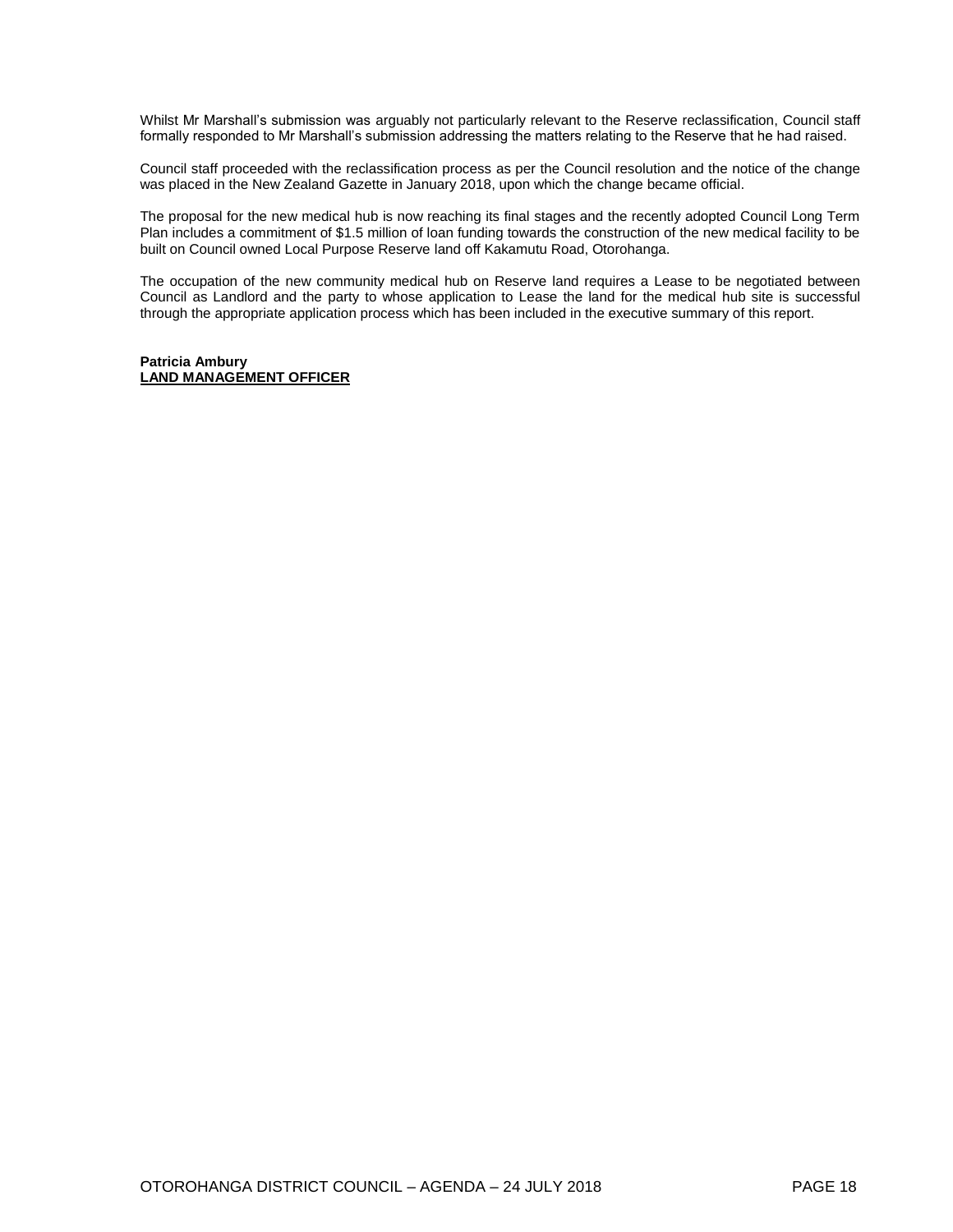Whilst Mr Marshall's submission was arguably not particularly relevant to the Reserve reclassification, Council staff formally responded to Mr Marshall's submission addressing the matters relating to the Reserve that he had raised.

Council staff proceeded with the reclassification process as per the Council resolution and the notice of the change was placed in the New Zealand Gazette in January 2018, upon which the change became official.

The proposal for the new medical hub is now reaching its final stages and the recently adopted Council Long Term Plan includes a commitment of $1.5 million of loan funding towards the construction of the new medical facility to be built on Council owned Local Purpose Reserve land off Kakamutu Road, Otorohanga.

The occupation of the new community medical hub on Reserve land requires a Lease to be negotiated between Council as Landlord and the party to whose application to Lease the land for the medical hub site is successful through the appropriate application process which has been included in the executive summary of this report.

**Patricia Ambury**
**<u>LAND MANAGEMENT OFFICER</u>**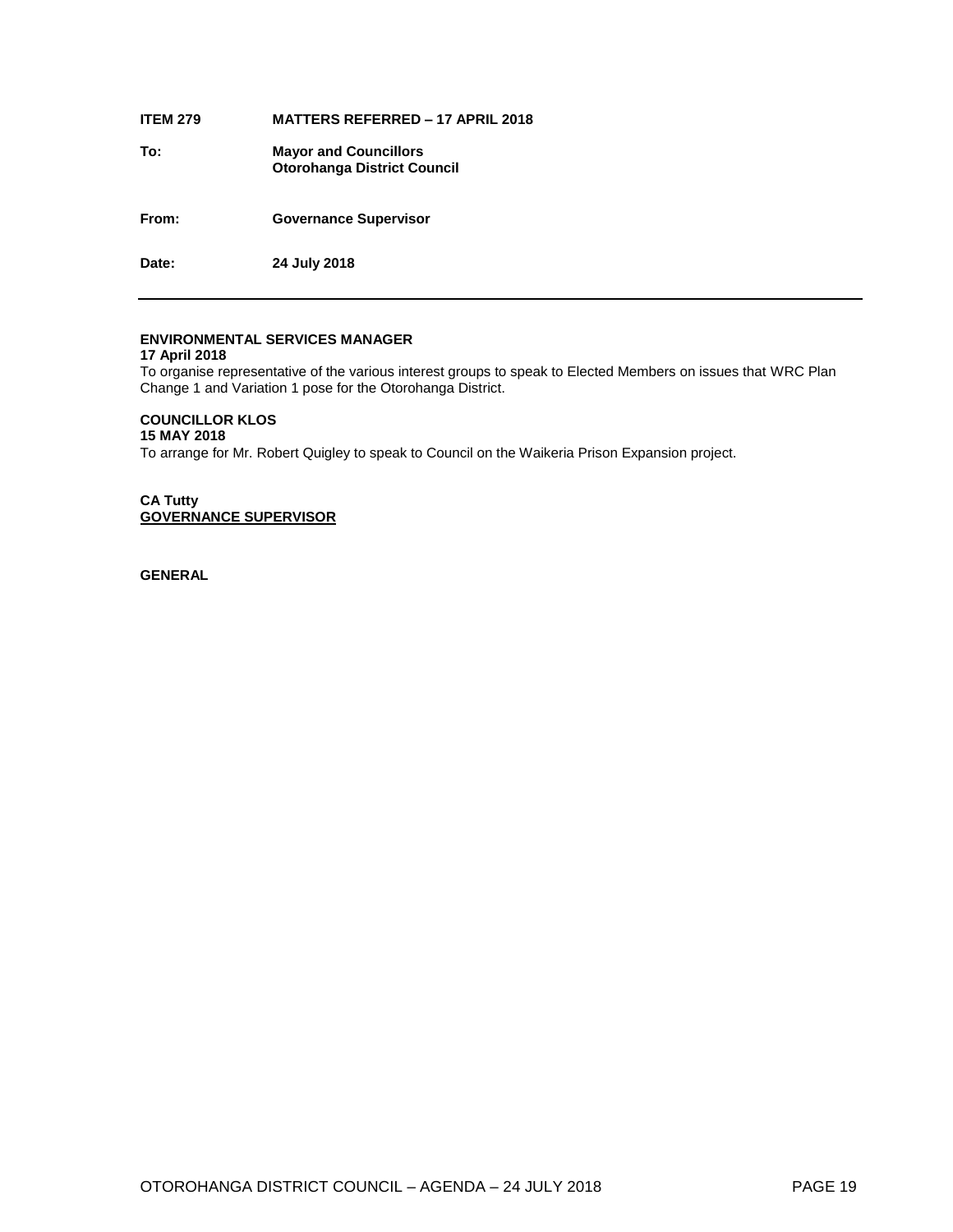**ITEM 279 MATTERS REFERRED – 17 APRIL 2018**

**To:** **Mayor and Councillors**
**Otorohanga District Council**

**From:** **Governance Supervisor**

**Date:** **24 July 2018**

---

**ENVIRONMENTAL SERVICES MANAGER**
**17 April 2018**
To organise representative of the various interest groups to speak to Elected Members on issues that WRC Plan Change 1 and Variation 1 pose for the Otorohanga District.

**COUNCILLOR KLOS**
**15 MAY 2018**
To arrange for Mr. Robert Quigley to speak to Council on the Waikeria Prison Expansion project.

**CA Tutty**
**GOVERNANCE SUPERVISOR**

**GENERAL**